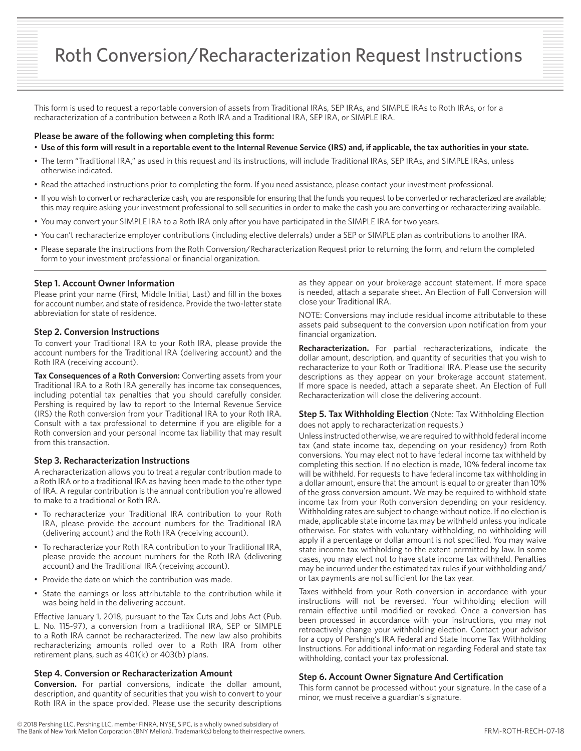# Roth Conversion/Recharacterization Request Instructions

This form is used to request a reportable conversion of assets from Traditional IRAs, SEP IRAs, and SIMPLE IRAs to Roth IRAs, or for a recharacterization of a contribution between a Roth IRA and a Traditional IRA, SEP IRA, or SIMPLE IRA.

**Please be aware of the following when completing this form:**

- **Use of this form will result in a reportable event to the Internal Revenue Service (IRS) and, if applicable, the tax authorities in your state.**
- The term "Traditional IRA," as used in this request and its instructions, will include Traditional IRAs, SEP IRAs, and SIMPLE IRAs, unless otherwise indicated.
- Read the attached instructions prior to completing the form. If you need assistance, please contact your investment professional.
- If you wish to convert or recharacterize cash, you are responsible for ensuring that the funds you request to be converted or recharacterized are available; this may require asking your investment professional to sell securities in order to make the cash you are converting or recharacterizing available.
- You may convert your SIMPLE IRA to a Roth IRA only after you have participated in the SIMPLE IRA for two years.
- You can't recharacterize employer contributions (including elective deferrals) under a SEP or SIMPLE plan as contributions to another IRA.
- Please separate the instructions from the Roth Conversion/Recharacterization Request prior to returning the form, and return the completed form to your investment professional or financial organization.

### Step 1. Account Owner Information

Please print your name (First, Middle Initial, Last) and fill in the boxes for account number, and state of residence. Provide the two-letter state abbreviation for state of residence.

### Step 2. Conversion Instructions

To convert your Traditional IRA to your Roth IRA, please provide the account numbers for the Traditional IRA (delivering account) and the Roth IRA (receiving account).

**Tax Consequences of a Roth Conversion:** Converting assets from your Traditional IRA to a Roth IRA generally has income tax consequences, including potential tax penalties that you should carefully consider. Pershing is required by law to report to the Internal Revenue Service (IRS) the Roth conversion from your Traditional IRA to your Roth IRA. Consult with a tax professional to determine if you are eligible for a Roth conversion and your personal income tax liability that may result from this transaction.

### Step 3. Recharacterization Instructions

A recharacterization allows you to treat a regular contribution made to a Roth IRA or to a traditional IRA as having been made to the other type of IRA. A regular contribution is the annual contribution you're allowed to make to a traditional or Roth IRA.

- To recharacterize your Traditional IRA contribution to your Roth IRA, please provide the account numbers for the Traditional IRA (delivering account) and the Roth IRA (receiving account).
- To recharacterize your Roth IRA contribution to your Traditional IRA, please provide the account numbers for the Roth IRA (delivering account) and the Traditional IRA (receiving account).
- Provide the date on which the contribution was made.
- State the earnings or loss attributable to the contribution while it was being held in the delivering account.

Effective January 1, 2018, pursuant to the Tax Cuts and Jobs Act (Pub. L. No. 115-97), a conversion from a traditional IRA, SEP or SIMPLE to a Roth IRA cannot be recharacterized. The new law also prohibits recharacterizing amounts rolled over to a Roth IRA from other retirement plans, such as 401(k) or 403(b) plans.

### Step 4. Conversion or Recharacterization Amount

**Conversion.** For partial conversions, indicate the dollar amount, description, and quantity of securities that you wish to convert to your Roth IRA in the space provided. Please use the security descriptions as they appear on your brokerage account statement. If more space is needed, attach a separate sheet. An Election of Full Conversion will close your Traditional IRA.

NOTE: Conversions may include residual income attributable to these assets paid subsequent to the conversion upon notification from your financial organization.

**Recharacterization.** For partial recharacterizations, indicate the dollar amount, description, and quantity of securities that you wish to recharacterize to your Roth or Traditional IRA. Please use the security descriptions as they appear on your brokerage account statement. If more space is needed, attach a separate sheet. An Election of Full Recharacterization will close the delivering account.

### Step 5. Tax Withholding Election (Note: Tax Withholding Election does not apply to recharacterization requests.)

Unless instructed otherwise, we are required to withhold federal income tax (and state income tax, depending on your residency) from Roth conversions. You may elect not to have federal income tax withheld by completing this section. If no election is made, 10% federal income tax will be withheld. For requests to have federal income tax withholding in a dollar amount, ensure that the amount is equal to or greater than 10% of the gross conversion amount. We may be required to withhold state income tax from your Roth conversion depending on your residency. Withholding rates are subject to change without notice. If no election is made, applicable state income tax may be withheld unless you indicate otherwise. For states with voluntary withholding, no withholding will apply if a percentage or dollar amount is not specified. You may waive state income tax withholding to the extent permitted by law. In some cases, you may elect not to have state income tax withheld. Penalties may be incurred under the estimated tax rules if your withholding and/or tax payments are not sufficient for the tax year.

Taxes withheld from your Roth conversion in accordance with your instructions will not be reversed. Your withholding election will remain effective until modified or revoked. Once a conversion has been processed in accordance with your instructions, you may not retroactively change your withholding election. Contact your advisor for a copy of Pershing's IRA Federal and State Income Tax Withholding Instructions. For additional information regarding Federal and state tax withholding, contact your tax professional.

### Step 6. Account Owner Signature And Certification

This form cannot be processed without your signature. In the case of a minor, we must receive a guardian's signature.

© 2018 Pershing LLC. Pershing LLC, member FINRA, NYSE, SIPC, is a wholly owned subsidiary of The Bank of New York Mellon Corporation (BNY Mellon). Trademark(s) belong to their respective owners.

FRM-ROTH-RECH-07-18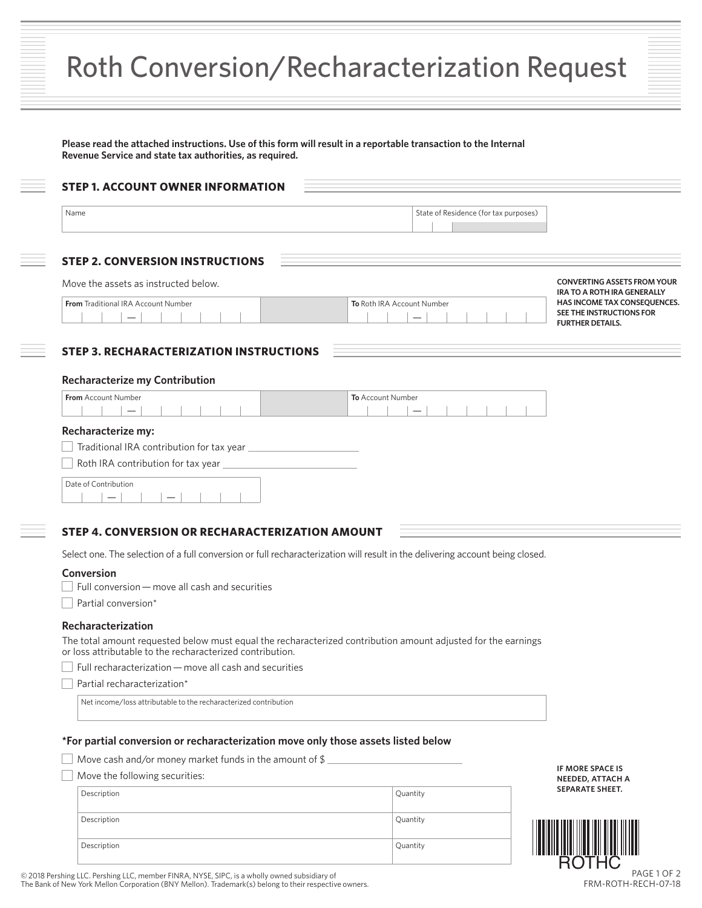# Roth Conversion/Recharacterization Request

**Please read the attached instructions. Use of this form will result in a reportable transaction to the Internal Revenue Service and state tax authorities, as required.**

## STEP 1. ACCOUNT OWNER INFORMATION

| Name | State of Residence (for tax purposes) |
| --- | --- |
| | |

## STEP 2. CONVERSION INSTRUCTIONS

Move the assets as instructed below.

| **From** Traditional IRA Account Number | **To** Roth IRA Account Number |
| --- | --- |
| — | — |

**CONVERTING ASSETS FROM YOUR IRA TO A ROTH IRA GENERALLY HAS INCOME TAX CONSEQUENCES. SEE THE INSTRUCTIONS FOR FURTHER DETAILS.**

## STEP 3. RECHARACTERIZATION INSTRUCTIONS

### Recharacterize my Contribution

| **From** Account Number | **To** Account Number |
| --- | --- |
| — | — |

### Recharacterize my:

- ☐ Traditional IRA contribution for tax year ____________________
- ☐ Roth IRA contribution for tax year ____________________

| Date of Contribution |
| --- |
| — — |

## STEP 4. CONVERSION OR RECHARACTERIZATION AMOUNT

Select one. The selection of a full conversion or full recharacterization will result in the delivering account being closed.

### Conversion

- ☐ Full conversion — move all cash and securities
- ☐ Partial conversion*

### Recharacterization

The total amount requested below must equal the recharacterized contribution amount adjusted for the earnings or loss attributable to the recharacterized contribution.

- ☐ Full recharacterization — move all cash and securities
- ☐ Partial recharacterization*

| Net income/loss attributable to the recharacterized contribution |
| --- |
| |

### *For partial conversion or recharacterization move only those assets listed below

- ☐ Move cash and/or money market funds in the amount of $ ____________________
- ☐ Move the following securities:

| Description | Quantity |
| --- | --- |
| Description | Quantity |
| Description | Quantity |

**IF MORE SPACE IS NEEDED, ATTACH A SEPARATE SHEET.**

ROTHC

© 2018 Pershing LLC. Pershing LLC, member FINRA, NYSE, SIPC, is a wholly owned subsidiary of The Bank of New York Mellon Corporation (BNY Mellon). Trademark(s) belong to their respective owners.

FRM-ROTH-RECH-07-18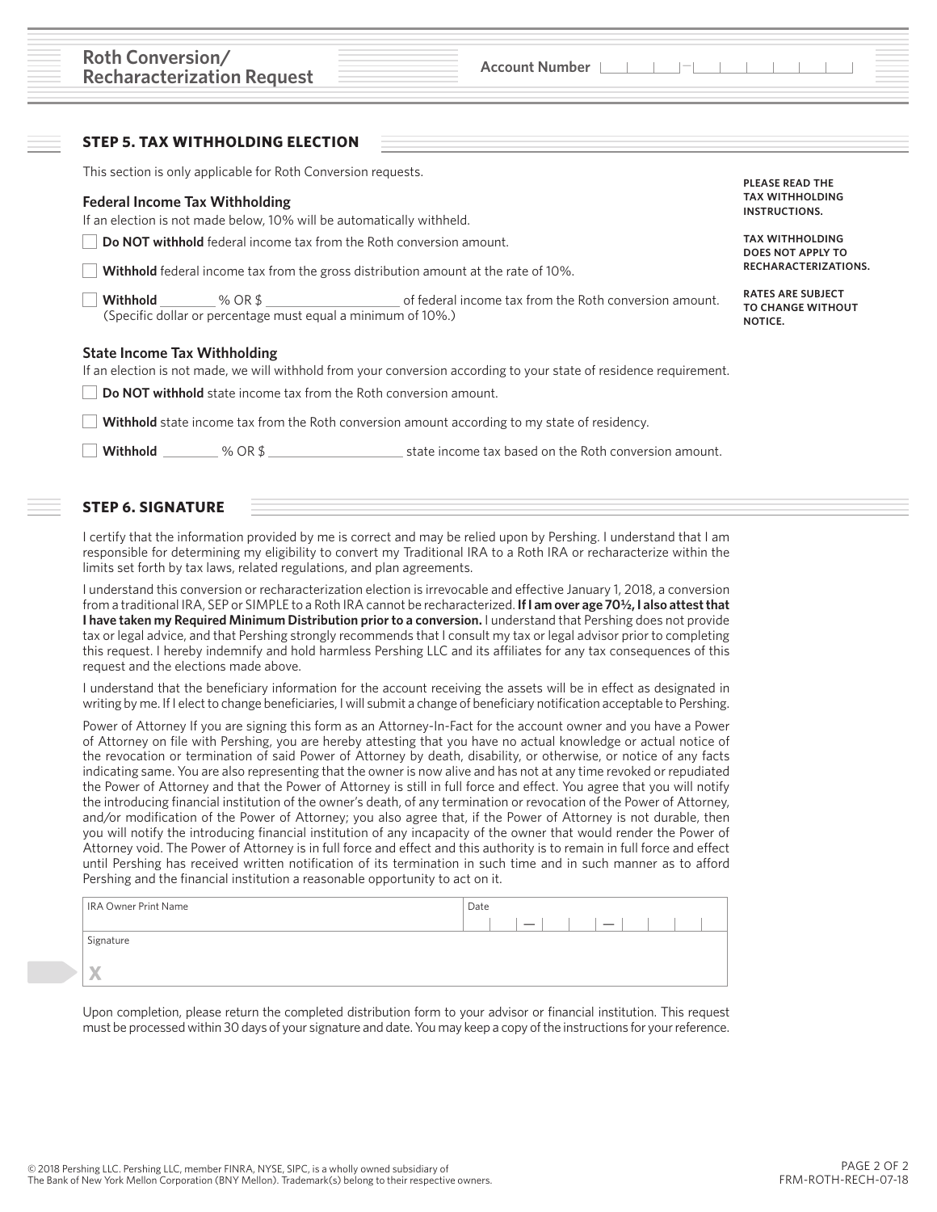# Roth Conversion/ Recharacterization Request

Account Number

## STEP 5. TAX WITHHOLDING ELECTION

This section is only applicable for Roth Conversion requests.

**PLEASE READ THE TAX WITHHOLDING INSTRUCTIONS.**

**TAX WITHHOLDING DOES NOT APPLY TO RECHARACTERIZATIONS.**

**RATES ARE SUBJECT TO CHANGE WITHOUT NOTICE.**

### Federal Income Tax Withholding

If an election is not made below, 10% will be automatically withheld.

☐ **Do NOT withhold** federal income tax from the Roth conversion amount.

☐ **Withhold** federal income tax from the gross distribution amount at the rate of 10%.

☐ **Withhold** ________ % OR $ ____________________ of federal income tax from the Roth conversion amount. (Specific dollar or percentage must equal a minimum of 10%.)

### State Income Tax Withholding

If an election is not made, we will withhold from your conversion according to your state of residence requirement.

☐ **Do NOT withhold** state income tax from the Roth conversion amount.

☐ **Withhold** state income tax from the Roth conversion amount according to my state of residency.

☐ **Withhold** ________ % OR $ ____________________ state income tax based on the Roth conversion amount.

## STEP 6. SIGNATURE

I certify that the information provided by me is correct and may be relied upon by Pershing. I understand that I am responsible for determining my eligibility to convert my Traditional IRA to a Roth IRA or recharacterize within the limits set forth by tax laws, related regulations, and plan agreements.

I understand this conversion or recharacterization election is irrevocable and effective January 1, 2018, a conversion from a traditional IRA, SEP or SIMPLE to a Roth IRA cannot be recharacterized. **If I am over age 70½, I also attest that I have taken my Required Minimum Distribution prior to a conversion.** I understand that Pershing does not provide tax or legal advice, and that Pershing strongly recommends that I consult my tax or legal advisor prior to completing this request. I hereby indemnify and hold harmless Pershing LLC and its affiliates for any tax consequences of this request and the elections made above.

I understand that the beneficiary information for the account receiving the assets will be in effect as designated in writing by me. If I elect to change beneficiaries, I will submit a change of beneficiary notification acceptable to Pershing.

Power of Attorney If you are signing this form as an Attorney-In-Fact for the account owner and you have a Power of Attorney on file with Pershing, you are hereby attesting that you have no actual knowledge or actual notice of the revocation or termination of said Power of Attorney by death, disability, or otherwise, or notice of any facts indicating same. You are also representing that the owner is now alive and has not at any time revoked or repudiated the Power of Attorney and that the Power of Attorney is still in full force and effect. You agree that you will notify the introducing financial institution of the owner's death, of any termination or revocation of the Power of Attorney, and/or modification of the Power of Attorney; you also agree that, if the Power of Attorney is not durable, then you will notify the introducing financial institution of any incapacity of the owner that would render the Power of Attorney void. The Power of Attorney is in full force and effect and this authority is to remain in full force and effect until Pershing has received written notification of its termination in such time and in such manner as to afford Pershing and the financial institution a reasonable opportunity to act on it.

| IRA Owner Print Name | Date |
| --- | --- |
| | — — |
| Signature | |
| X | |

Upon completion, please return the completed distribution form to your advisor or financial institution. This request must be processed within 30 days of your signature and date. You may keep a copy of the instructions for your reference.

© 2018 Pershing LLC. Pershing LLC, member FINRA, NYSE, SIPC, is a wholly owned subsidiary of The Bank of New York Mellon Corporation (BNY Mellon). Trademark(s) belong to their respective owners.

FRM-ROTH-RECH-07-18